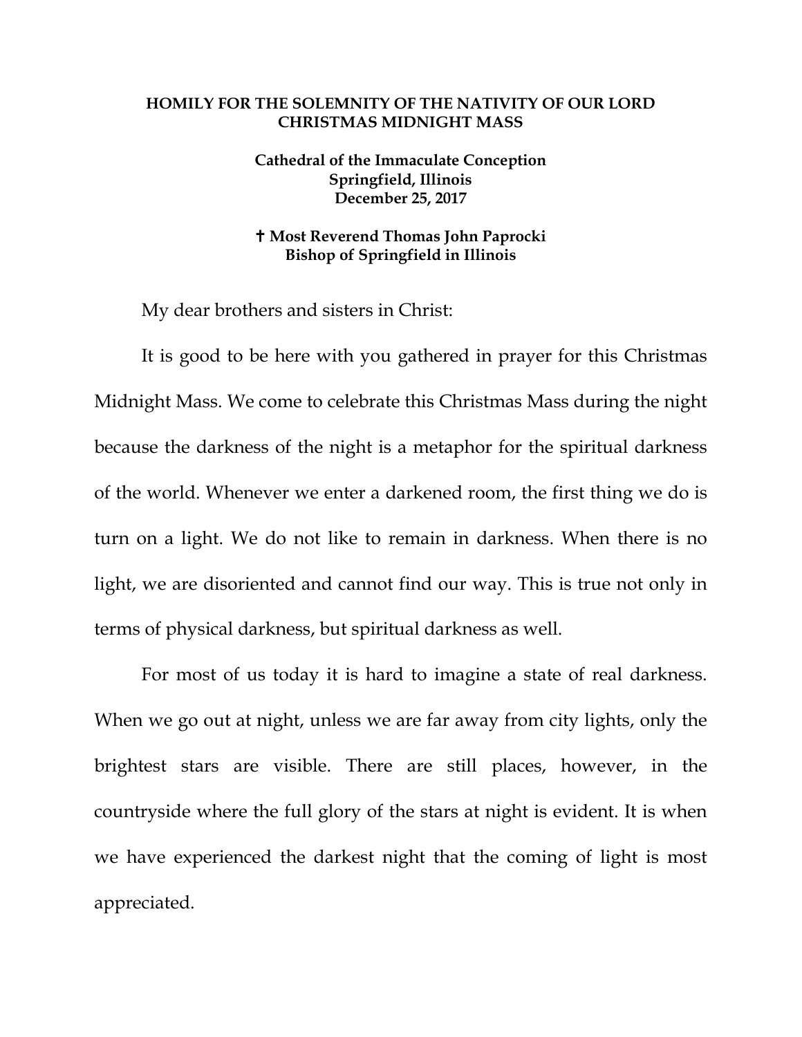**HOMILY FOR THE SOLEMNITY OF THE NATIVITY OF OUR LORD**
**CHRISTMAS MIDNIGHT MASS**

**Cathedral of the Immaculate Conception**
**Springfield, Illinois**
**December 25, 2017**

**✝ Most Reverend Thomas John Paprocki**
**Bishop of Springfield in Illinois**

My dear brothers and sisters in Christ:

It is good to be here with you gathered in prayer for this Christmas Midnight Mass. We come to celebrate this Christmas Mass during the night because the darkness of the night is a metaphor for the spiritual darkness of the world. Whenever we enter a darkened room, the first thing we do is turn on a light. We do not like to remain in darkness. When there is no light, we are disoriented and cannot find our way. This is true not only in terms of physical darkness, but spiritual darkness as well.

For most of us today it is hard to imagine a state of real darkness. When we go out at night, unless we are far away from city lights, only the brightest stars are visible. There are still places, however, in the countryside where the full glory of the stars at night is evident. It is when we have experienced the darkest night that the coming of light is most appreciated.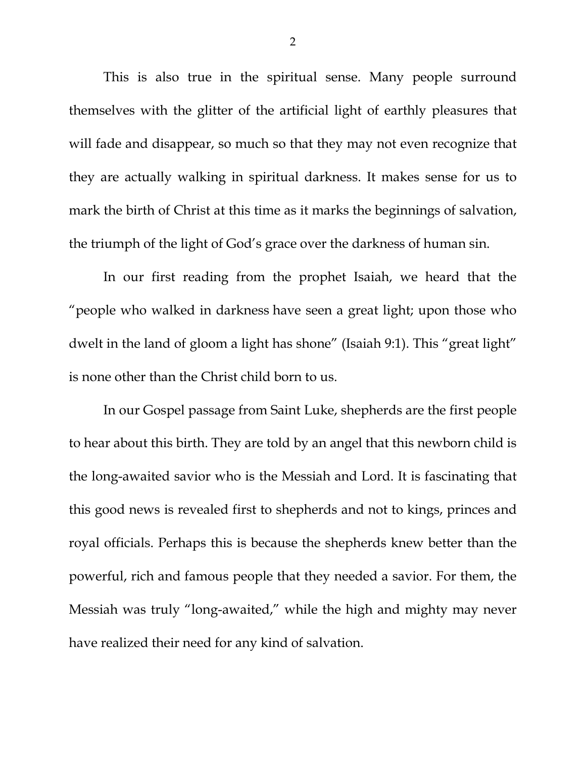This is also true in the spiritual sense. Many people surround themselves with the glitter of the artificial light of earthly pleasures that will fade and disappear, so much so that they may not even recognize that they are actually walking in spiritual darkness. It makes sense for us to mark the birth of Christ at this time as it marks the beginnings of salvation, the triumph of the light of God's grace over the darkness of human sin.

In our first reading from the prophet Isaiah, we heard that the "people who walked in darkness have seen a great light; upon those who dwelt in the land of gloom a light has shone" (Isaiah 9:1). This "great light" is none other than the Christ child born to us.

In our Gospel passage from Saint Luke, shepherds are the first people to hear about this birth. They are told by an angel that this newborn child is the long-awaited savior who is the Messiah and Lord. It is fascinating that this good news is revealed first to shepherds and not to kings, princes and royal officials. Perhaps this is because the shepherds knew better than the powerful, rich and famous people that they needed a savior. For them, the Messiah was truly "long-awaited," while the high and mighty may never have realized their need for any kind of salvation.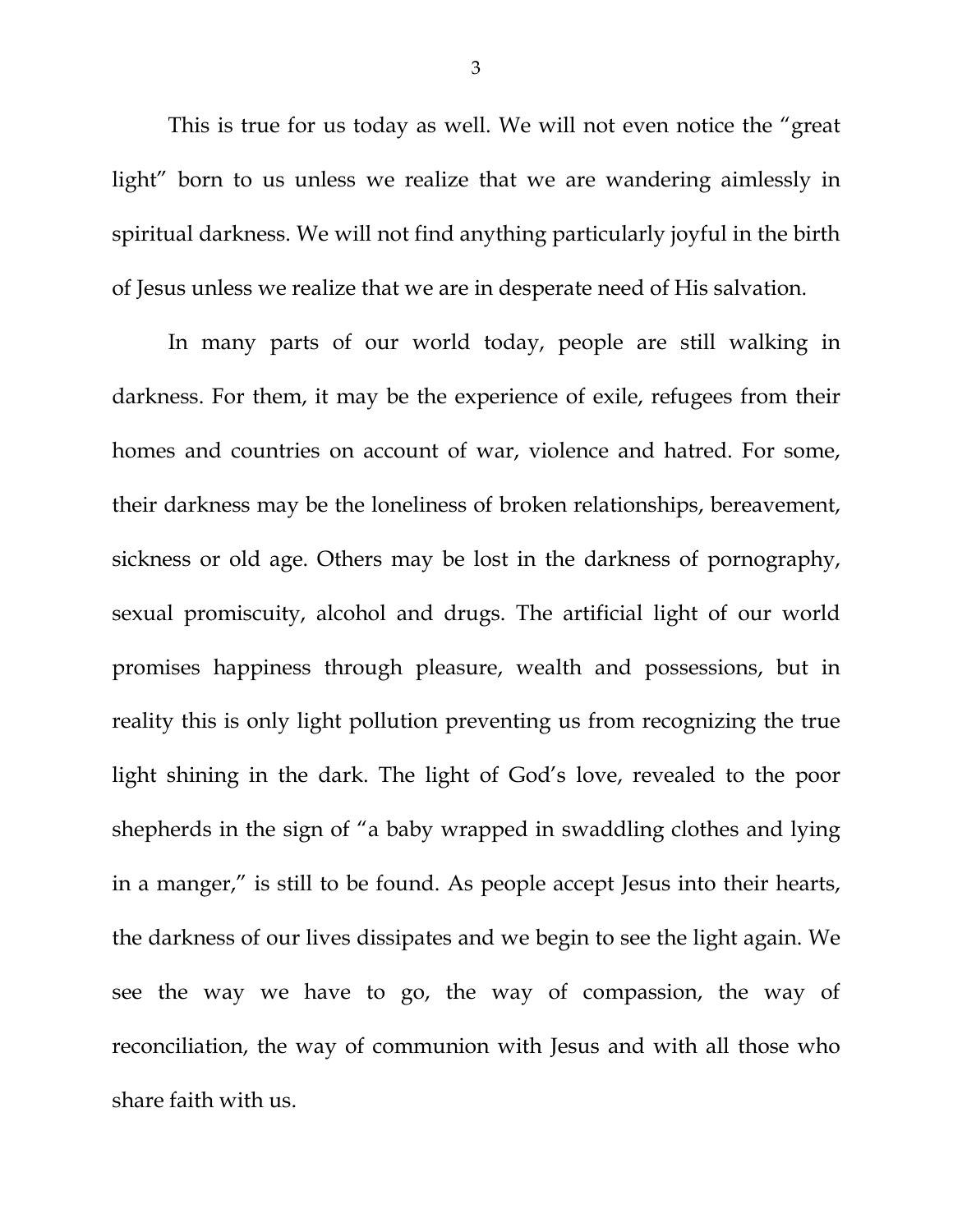This is true for us today as well. We will not even notice the "great light" born to us unless we realize that we are wandering aimlessly in spiritual darkness. We will not find anything particularly joyful in the birth of Jesus unless we realize that we are in desperate need of His salvation.

In many parts of our world today, people are still walking in darkness. For them, it may be the experience of exile, refugees from their homes and countries on account of war, violence and hatred. For some, their darkness may be the loneliness of broken relationships, bereavement, sickness or old age. Others may be lost in the darkness of pornography, sexual promiscuity, alcohol and drugs. The artificial light of our world promises happiness through pleasure, wealth and possessions, but in reality this is only light pollution preventing us from recognizing the true light shining in the dark. The light of God's love, revealed to the poor shepherds in the sign of "a baby wrapped in swaddling clothes and lying in a manger," is still to be found. As people accept Jesus into their hearts, the darkness of our lives dissipates and we begin to see the light again. We see the way we have to go, the way of compassion, the way of reconciliation, the way of communion with Jesus and with all those who share faith with us.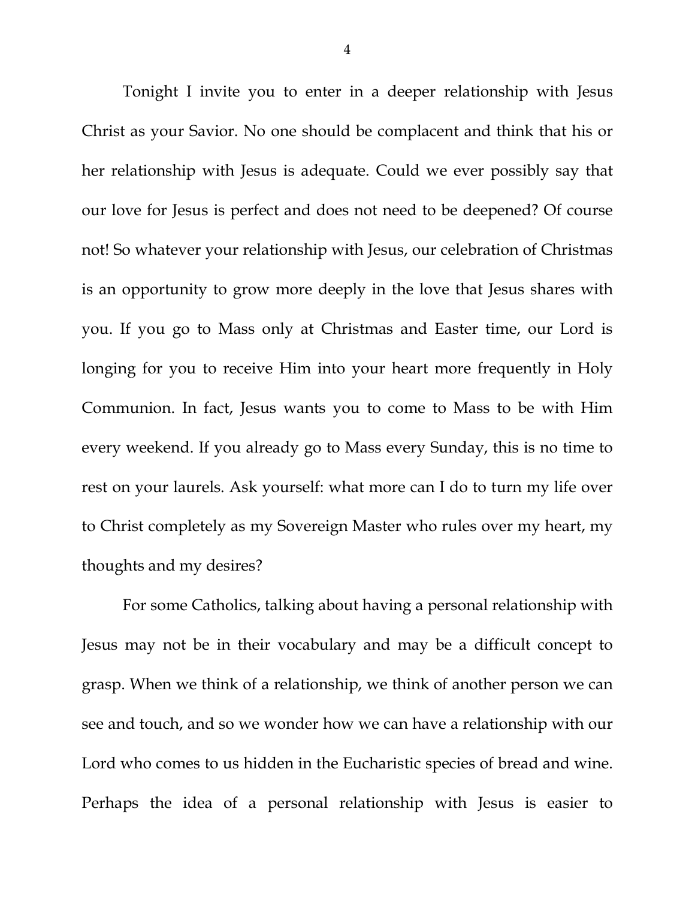Tonight I invite you to enter in a deeper relationship with Jesus Christ as your Savior. No one should be complacent and think that his or her relationship with Jesus is adequate. Could we ever possibly say that our love for Jesus is perfect and does not need to be deepened? Of course not! So whatever your relationship with Jesus, our celebration of Christmas is an opportunity to grow more deeply in the love that Jesus shares with you. If you go to Mass only at Christmas and Easter time, our Lord is longing for you to receive Him into your heart more frequently in Holy Communion. In fact, Jesus wants you to come to Mass to be with Him every weekend. If you already go to Mass every Sunday, this is no time to rest on your laurels. Ask yourself: what more can I do to turn my life over to Christ completely as my Sovereign Master who rules over my heart, my thoughts and my desires?

For some Catholics, talking about having a personal relationship with Jesus may not be in their vocabulary and may be a difficult concept to grasp. When we think of a relationship, we think of another person we can see and touch, and so we wonder how we can have a relationship with our Lord who comes to us hidden in the Eucharistic species of bread and wine. Perhaps the idea of a personal relationship with Jesus is easier to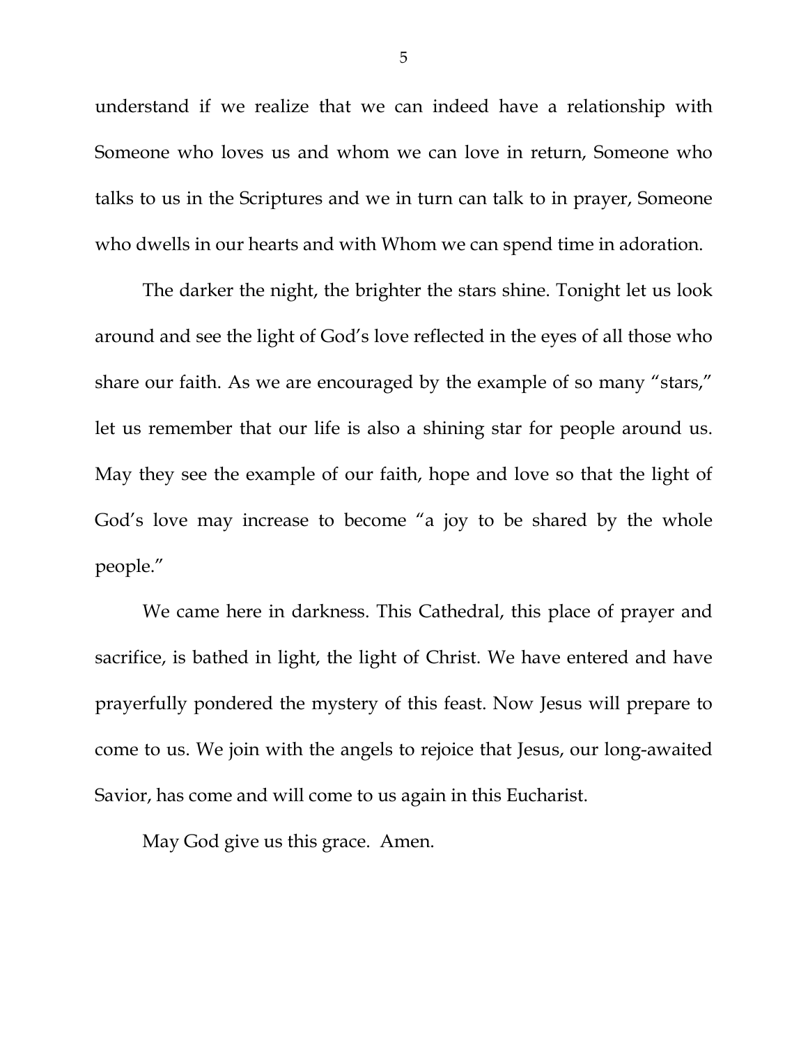understand if we realize that we can indeed have a relationship with Someone who loves us and whom we can love in return, Someone who talks to us in the Scriptures and we in turn can talk to in prayer, Someone who dwells in our hearts and with Whom we can spend time in adoration.

The darker the night, the brighter the stars shine. Tonight let us look around and see the light of God's love reflected in the eyes of all those who share our faith. As we are encouraged by the example of so many "stars," let us remember that our life is also a shining star for people around us. May they see the example of our faith, hope and love so that the light of God's love may increase to become "a joy to be shared by the whole people."

We came here in darkness. This Cathedral, this place of prayer and sacrifice, is bathed in light, the light of Christ. We have entered and have prayerfully pondered the mystery of this feast. Now Jesus will prepare to come to us. We join with the angels to rejoice that Jesus, our long-awaited Savior, has come and will come to us again in this Eucharist.

May God give us this grace. Amen.